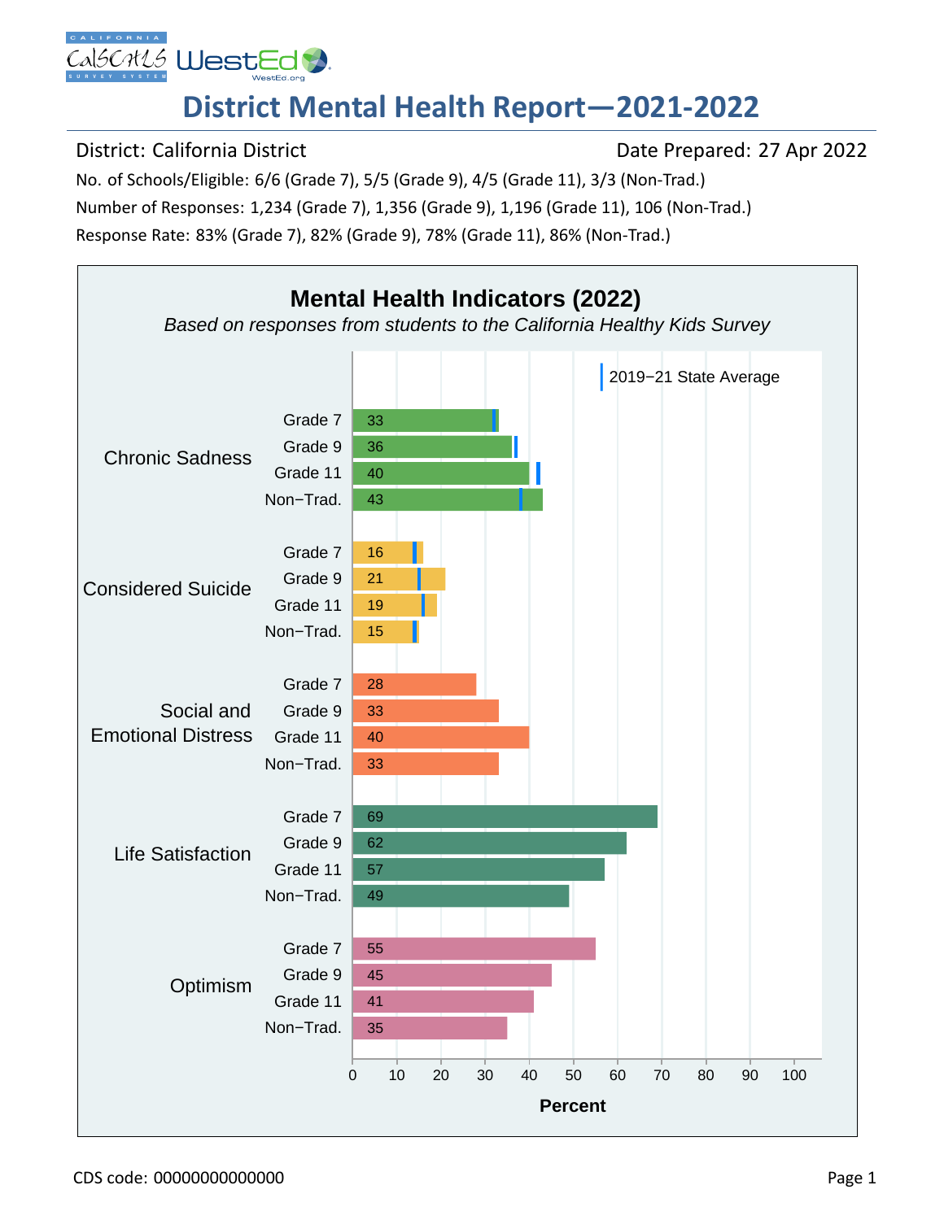# District Mental Health Report—2021-2022

District: California District

Date Prepared: 27 Apr 2022

No. of Schools/Eligible: 6/6 (Grade 7), 5/5 (Grade 9), 4/5 (Grade 11), 3/3 (Non-Trad.)

Number of Responses: 1,234 (Grade 7), 1,356 (Grade 9), 1,196 (Grade 11), 106 (Non-Trad.)

Response Rate: 83% (Grade 7), 82% (Grade 9), 78% (Grade 11), 86% (Non-Trad.)

**Mental Health Indicators (2022)**

*Based on responses from students to the California Healthy Kids Survey*

2019−21 State Average

Chronic Sadness
Grade 7 33
Grade 9 36
Grade 11 40
Non−Trad. 43

Considered Suicide
Grade 7 16
Grade 9 21
Grade 11 19
Non−Trad. 15

Social and Emotional Distress
Grade 7 28
Grade 9 33
Grade 11 40
Non−Trad. 33

Life Satisfaction
Grade 7 69
Grade 9 62
Grade 11 57
Non−Trad. 49

Optimism
Grade 7 55
Grade 9 45
Grade 11 41
Non−Trad. 35

0 10 20 30 40 50 60 70 80 90 100

Percent

CDS code: 00000000000000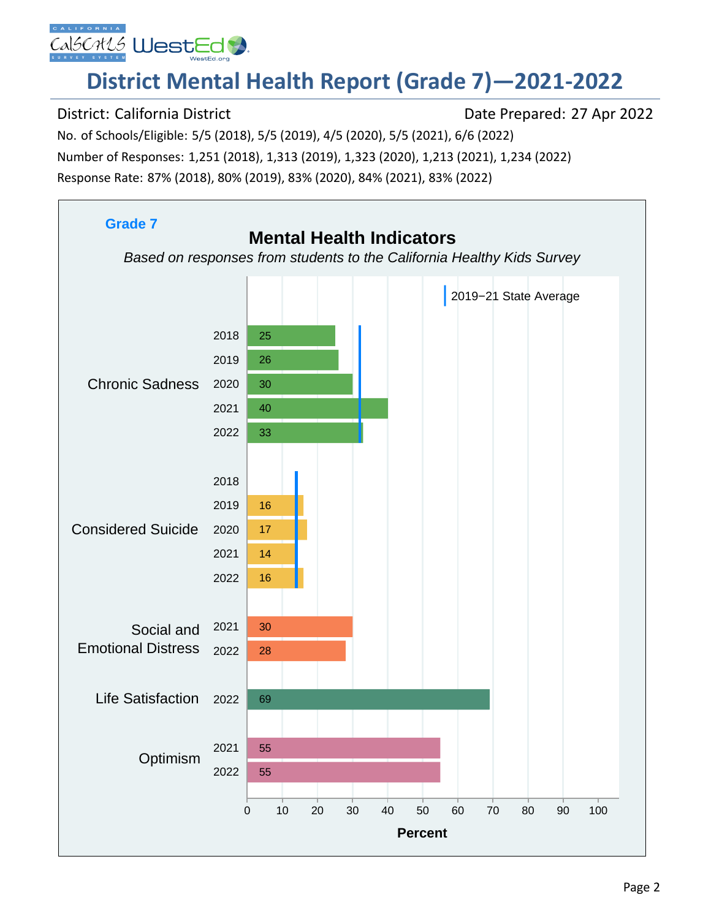# District Mental Health Report (Grade 7)—2021-2022

District: California District

Date Prepared: 27 Apr 2022

No. of Schools/Eligible: 5/5 (2018), 5/5 (2019), 4/5 (2020), 5/5 (2021), 6/6 (2022)

Number of Responses: 1,251 (2018), 1,313 (2019), 1,323 (2020), 1,213 (2021), 1,234 (2022)

Response Rate: 87% (2018), 80% (2019), 83% (2020), 84% (2021), 83% (2022)

Grade 7

## Mental Health Indicators

*Based on responses from students to the California Healthy Kids Survey*

2019−21 State Average

Chronic Sadness
2018 25
2019 26
2020 30
2021 40
2022 33

Considered Suicide
2018
2019 16
2020 17
2021 14
2022 16

Social and Emotional Distress
2021 30
2022 28

Life Satisfaction
2022 69

Optimism
2021 55
2022 55

0 10 20 30 40 50 60 70 80 90 100

Percent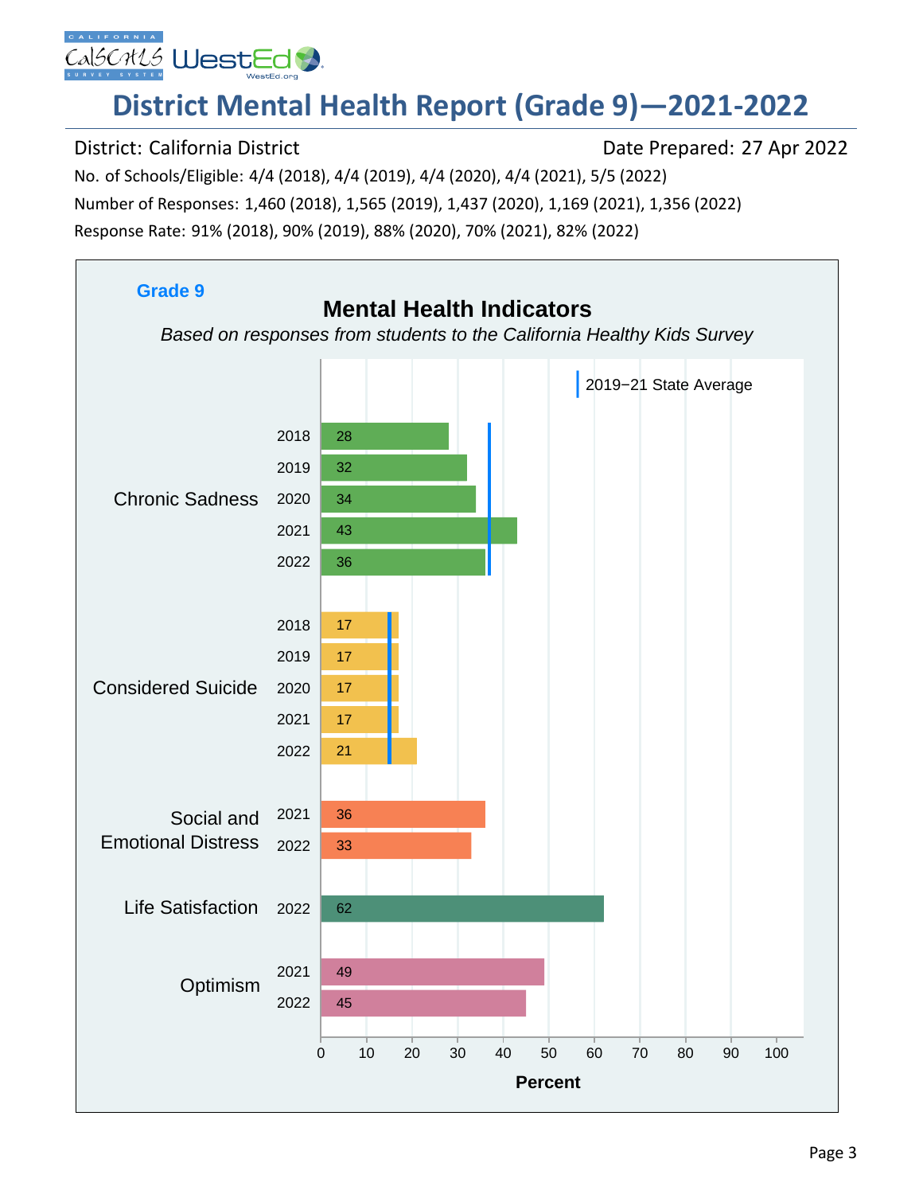# District Mental Health Report (Grade 9)—2021-2022

District: California District

Date Prepared: 27 Apr 2022

No. of Schools/Eligible: 4/4 (2018), 4/4 (2019), 4/4 (2020), 4/4 (2021), 5/5 (2022)

Number of Responses: 1,460 (2018), 1,565 (2019), 1,437 (2020), 1,169 (2021), 1,356 (2022)

Response Rate: 91% (2018), 90% (2019), 88% (2020), 70% (2021), 82% (2022)

Grade 9

Mental Health Indicators

*Based on responses from students to the California Healthy Kids Survey*

2019−21 State Average

Chronic Sadness
2018 28
2019 32
2020 34
2021 43
2022 36

Considered Suicide
2018 17
2019 17
2020 17
2021 17
2022 21

Social and Emotional Distress
2021 36
2022 33

Life Satisfaction
2022 62

Optimism
2021 49
2022 45

0 10 20 30 40 50 60 70 80 90 100

Percent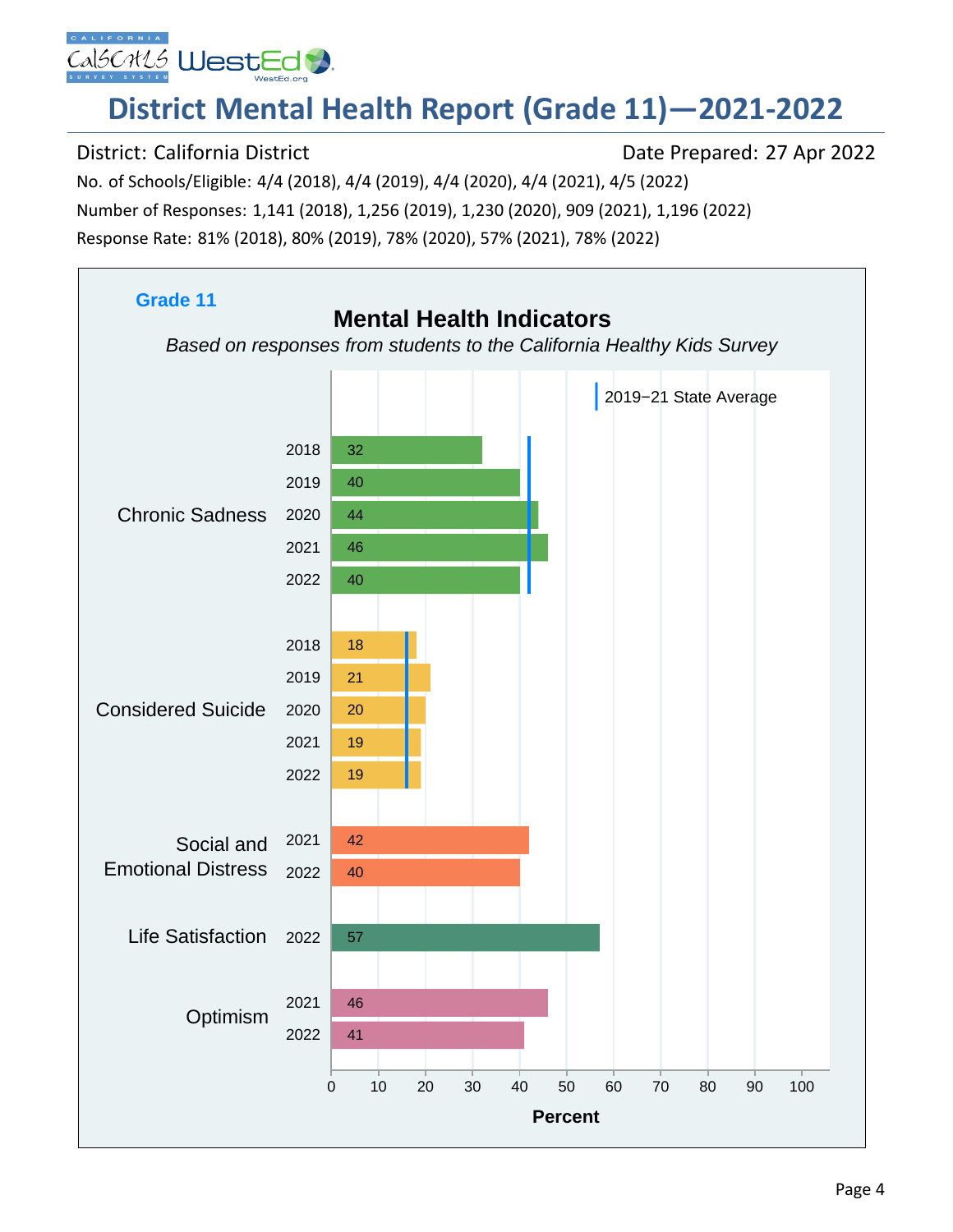# District Mental Health Report (Grade 11)—2021-2022

District: California District

Date Prepared: 27 Apr 2022

No. of Schools/Eligible: 4/4 (2018), 4/4 (2019), 4/4 (2020), 4/4 (2021), 4/5 (2022)

Number of Responses: 1,141 (2018), 1,256 (2019), 1,230 (2020), 909 (2021), 1,196 (2022)

Response Rate: 81% (2018), 80% (2019), 78% (2020), 57% (2021), 78% (2022)

**Grade 11**

## Mental Health Indicators

*Based on responses from students to the California Healthy Kids Survey*

| Indicator | Year | Percent |
|---|---|---|
| Chronic Sadness | 2018 | 32 |
| | 2019 | 40 |
| | 2020 | 44 |
| | 2021 | 46 |
| | 2022 | 40 |
| Considered Suicide | 2018 | 18 |
| | 2019 | 21 |
| | 2020 | 20 |
| | 2021 | 19 |
| | 2022 | 19 |
| Social and Emotional Distress | 2021 | 42 |
| | 2022 | 40 |
| Life Satisfaction | 2022 | 57 |
| Optimism | 2021 | 46 |
| | 2022 | 41 |

2019−21 State Average

Percent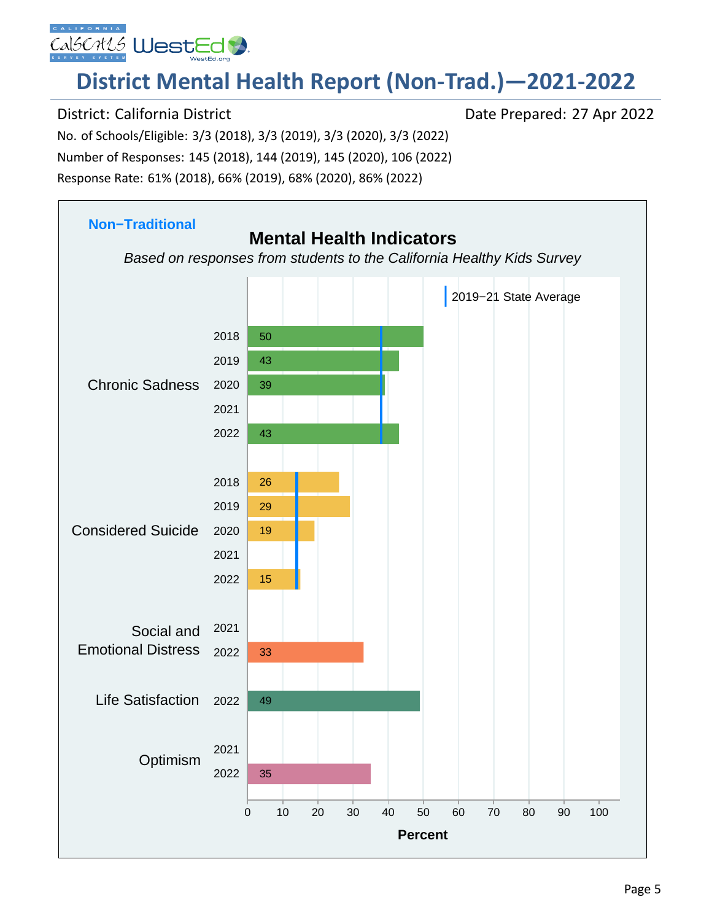# District Mental Health Report (Non-Trad.)—2021-2022

District: California District

Date Prepared: 27 Apr 2022

No. of Schools/Eligible: 3/3 (2018), 3/3 (2019), 3/3 (2020), 3/3 (2022)

Number of Responses: 145 (2018), 144 (2019), 145 (2020), 106 (2022)

Response Rate: 61% (2018), 66% (2019), 68% (2020), 86% (2022)

Non−Traditional

**Mental Health Indicators**

*Based on responses from students to the California Healthy Kids Survey*

2019−21 State Average

Chronic Sadness
2018 50
2019 43
2020 39
2021
2022 43

Considered Suicide
2018 26
2019 29
2020 19
2021
2022 15

Social and Emotional Distress
2021
2022 33

Life Satisfaction
2022 49

Optimism
2021
2022 35

0 10 20 30 40 50 60 70 80 90 100

**Percent**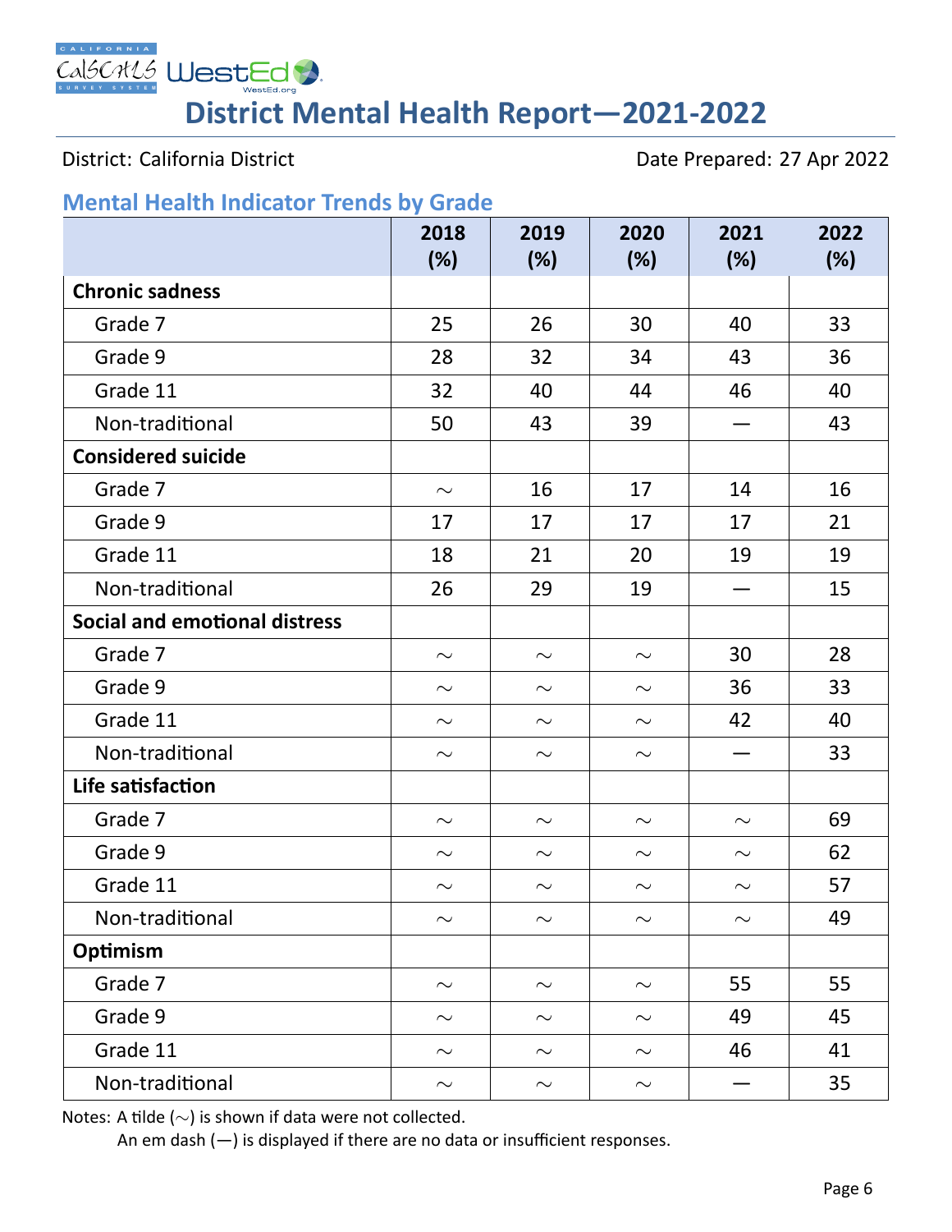# District Mental Health Report—2021-2022

District: California District

Date Prepared: 27 Apr 2022

## Mental Health Indicator Trends by Grade

| | 2018 (%) | 2019 (%) | 2020 (%) | 2021 (%) | 2022 (%) |
|---|---|---|---|---|---|
| **Chronic sadness** | | | | | |
| Grade 7 | 25 | 26 | 30 | 40 | 33 |
| Grade 9 | 28 | 32 | 34 | 43 | 36 |
| Grade 11 | 32 | 40 | 44 | 46 | 40 |
| Non-traditional | 50 | 43 | 39 | — | 43 |
| **Considered suicide** | | | | | |
| Grade 7 | ∼ | 16 | 17 | 14 | 16 |
| Grade 9 | 17 | 17 | 17 | 17 | 21 |
| Grade 11 | 18 | 21 | 20 | 19 | 19 |
| Non-traditional | 26 | 29 | 19 | — | 15 |
| **Social and emotional distress** | | | | | |
| Grade 7 | ∼ | ∼ | ∼ | 30 | 28 |
| Grade 9 | ∼ | ∼ | ∼ | 36 | 33 |
| Grade 11 | ∼ | ∼ | ∼ | 42 | 40 |
| Non-traditional | ∼ | ∼ | ∼ | — | 33 |
| **Life satisfaction** | | | | | |
| Grade 7 | ∼ | ∼ | ∼ | ∼ | 69 |
| Grade 9 | ∼ | ∼ | ∼ | ∼ | 62 |
| Grade 11 | ∼ | ∼ | ∼ | ∼ | 57 |
| Non-traditional | ∼ | ∼ | ∼ | ∼ | 49 |
| **Optimism** | | | | | |
| Grade 7 | ∼ | ∼ | ∼ | 55 | 55 |
| Grade 9 | ∼ | ∼ | ∼ | 49 | 45 |
| Grade 11 | ∼ | ∼ | ∼ | 46 | 41 |
| Non-traditional | ∼ | ∼ | ∼ | — | 35 |

Notes: A tilde (∼) is shown if data were not collected.
An em dash (—) is displayed if there are no data or insufficient responses.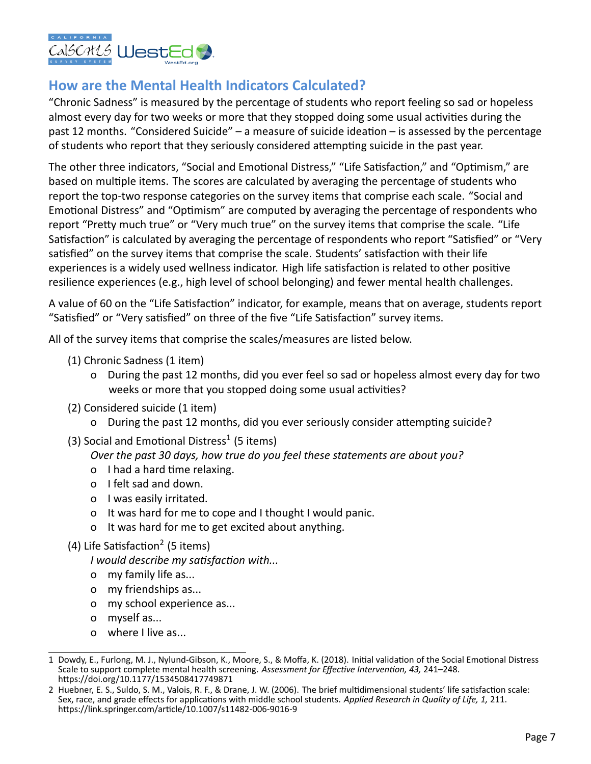## How are the Mental Health Indicators Calculated?

"Chronic Sadness" is measured by the percentage of students who report feeling so sad or hopeless almost every day for two weeks or more that they stopped doing some usual activities during the past 12 months. "Considered Suicide" – a measure of suicide ideation – is assessed by the percentage of students who report that they seriously considered attempting suicide in the past year.

The other three indicators, "Social and Emotional Distress," "Life Satisfaction," and "Optimism," are based on multiple items. The scores are calculated by averaging the percentage of students who report the top-two response categories on the survey items that comprise each scale. "Social and Emotional Distress" and "Optimism" are computed by averaging the percentage of respondents who report "Pretty much true" or "Very much true" on the survey items that comprise the scale. "Life Satisfaction" is calculated by averaging the percentage of respondents who report "Satisfied" or "Very satisfied" on the survey items that comprise the scale. Students' satisfaction with their life experiences is a widely used wellness indicator. High life satisfaction is related to other positive resilience experiences (e.g., high level of school belonging) and fewer mental health challenges.

A value of 60 on the "Life Satisfaction" indicator, for example, means that on average, students report "Satisfied" or "Very satisfied" on three of the five "Life Satisfaction" survey items.

All of the survey items that comprise the scales/measures are listed below.

(1) Chronic Sadness (1 item)
- During the past 12 months, did you ever feel so sad or hopeless almost every day for two weeks or more that you stopped doing some usual activities?

(2) Considered suicide (1 item)
- During the past 12 months, did you ever seriously consider attempting suicide?

(3) Social and Emotional Distress[1] (5 items)

*Over the past 30 days, how true do you feel these statements are about you?*
- I had a hard time relaxing.
- I felt sad and down.
- I was easily irritated.
- It was hard for me to cope and I thought I would panic.
- It was hard for me to get excited about anything.

(4) Life Satisfaction[2] (5 items)

*I would describe my satisfaction with...*
- my family life as...
- my friendships as...
- my school experience as...
- myself as...
- where I live as...

---

1 Dowdy, E., Furlong, M. J., Nylund-Gibson, K., Moore, S., & Moffa, K. (2018). Initial validation of the Social Emotional Distress Scale to support complete mental health screening. *Assessment for Effective Intervention, 43,* 241–248. https://doi.org/10.1177/1534508417749871

2 Huebner, E. S., Suldo, S. M., Valois, R. F., & Drane, J. W. (2006). The brief multidimensional students' life satisfaction scale: Sex, race, and grade effects for applications with middle school students. *Applied Research in Quality of Life, 1,* 211. https://link.springer.com/article/10.1007/s11482-006-9016-9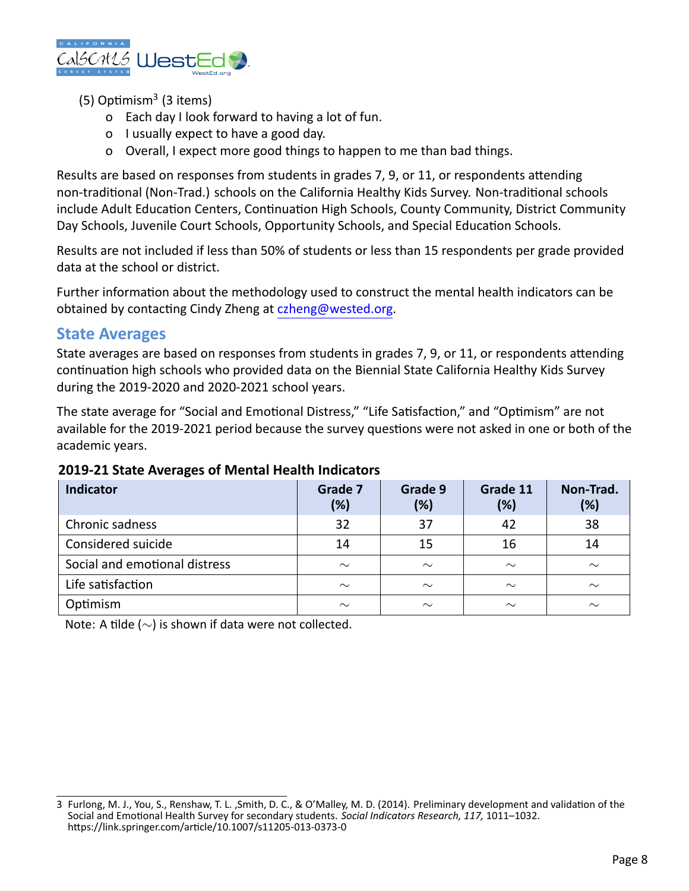(5) Optimism[3] (3 items)

- Each day I look forward to having a lot of fun.
- I usually expect to have a good day.
- Overall, I expect more good things to happen to me than bad things.

Results are based on responses from students in grades 7, 9, or 11, or respondents attending non-traditional (Non-Trad.) schools on the California Healthy Kids Survey. Non-traditional schools include Adult Education Centers, Continuation High Schools, County Community, District Community Day Schools, Juvenile Court Schools, Opportunity Schools, and Special Education Schools.

Results are not included if less than 50% of students or less than 15 respondents per grade provided data at the school or district.

Further information about the methodology used to construct the mental health indicators can be obtained by contacting Cindy Zheng at czheng@wested.org.

## State Averages

State averages are based on responses from students in grades 7, 9, or 11, or respondents attending continuation high schools who provided data on the Biennial State California Healthy Kids Survey during the 2019-2020 and 2020-2021 school years.

The state average for "Social and Emotional Distress," "Life Satisfaction," and "Optimism" are not available for the 2019-2021 period because the survey questions were not asked in one or both of the academic years.

**2019-21 State Averages of Mental Health Indicators**

| Indicator | Grade 7 (%) | Grade 9 (%) | Grade 11 (%) | Non-Trad. (%) |
|---|---|---|---|---|
| Chronic sadness | 32 | 37 | 42 | 38 |
| Considered suicide | 14 | 15 | 16 | 14 |
| Social and emotional distress | ~ | ~ | ~ | ~ |
| Life satisfaction | ~ | ~ | ~ | ~ |
| Optimism | ~ | ~ | ~ | ~ |

Note: A tilde (~) is shown if data were not collected.

---

3 Furlong, M. J., You, S., Renshaw, T. L. ,Smith, D. C., & O'Malley, M. D. (2014). Preliminary development and validation of the Social and Emotional Health Survey for secondary students. *Social Indicators Research, 117,* 1011–1032. https://link.springer.com/article/10.1007/s11205-013-0373-0